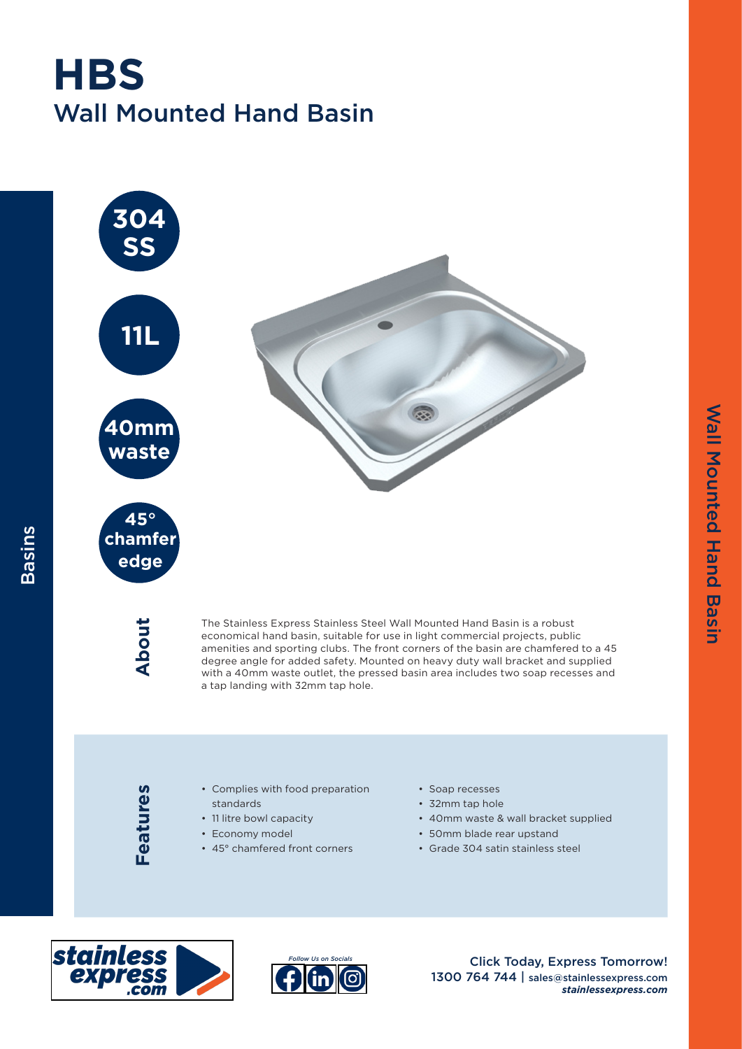# HBS

## Wall Mounted Hand Basin

**304 SS**

**11L**

**40mm waste**

**45° chamfer edge**

### About

The Stainless Express Stainless Steel Wall Mounted Hand Basin is a robust economical hand basin, suitable for use in light commercial projects, public amenities and sporting clubs. The front corners of the basin are chamfered to a 45 degree angle for added safety. Mounted on heavy duty wall bracket and supplied with a 40mm waste outlet, the pressed basin area includes two soap recesses and a tap landing with 32mm tap hole.

### Features

- Complies with food preparation standards
- 11 litre bowl capacity
- Economy model
- 45° chamfered front corners
- Soap recesses
- 32mm tap hole
- 40mm waste & wall bracket supplied
- 50mm blade rear upstand
- Grade 304 satin stainless steel

*Follow Us on Socials*

Click Today, Express Tomorrow!
1300 764 744 | sales@stainlessexpress.com
***stainlessexpress.com***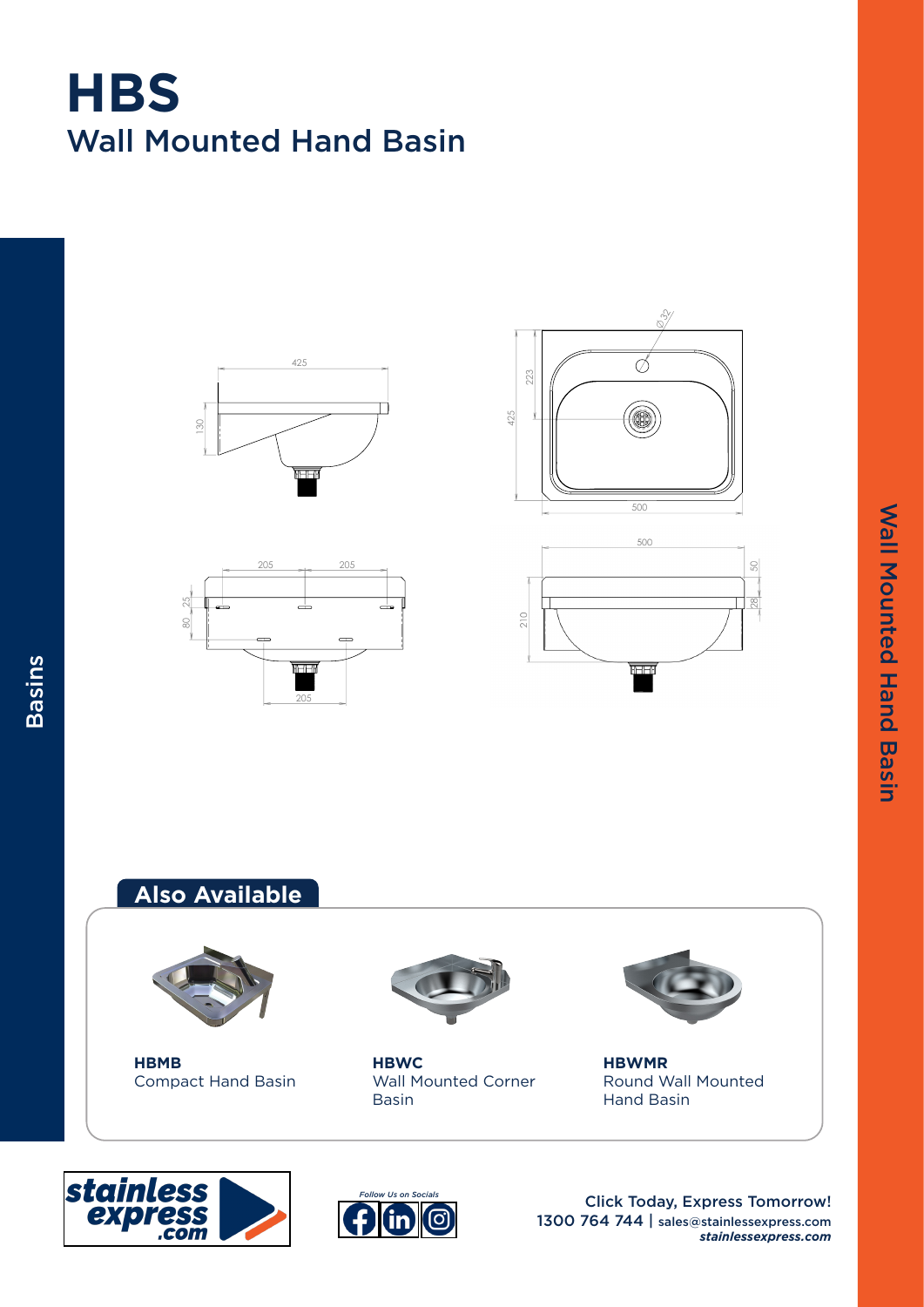# HBS

## Wall Mounted Hand Basin

425
130
223
425
Ø32
500
205
205
80
25
205
500
50
28
210

## Also Available

**HBMB**
Compact Hand Basin

**HBWC**
Wall Mounted Corner Basin

**HBWMR**
Round Wall Mounted Hand Basin

stainless express .com

*Follow Us on Socials*

Click Today, Express Tomorrow!
1300 764 744 | sales@stainlessexpress.com
***stainlessexpress.com***